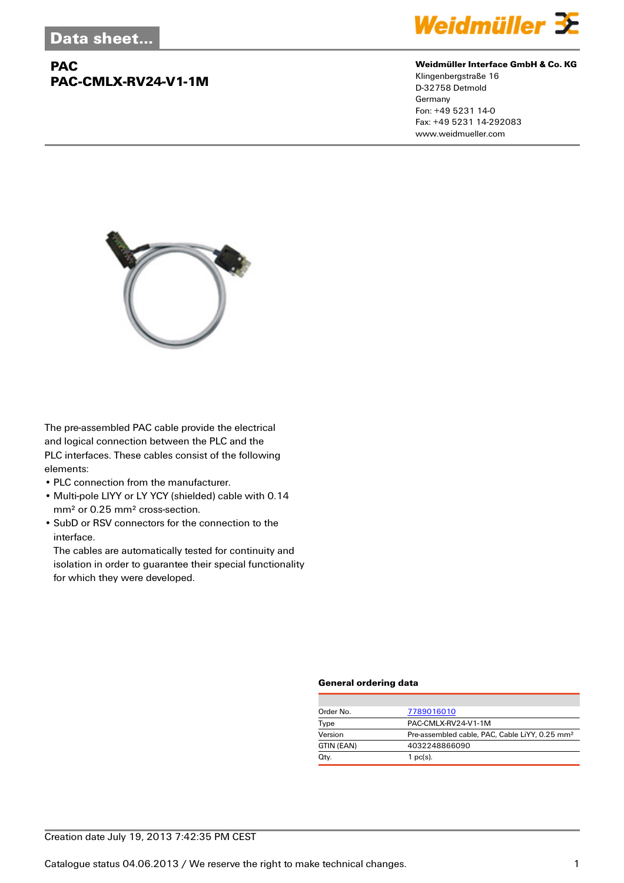Data sheet...

# PAC
# PAC-CMLX-RV24-V1-1M

**Weidmüller Interface GmbH & Co. KG**
Klingenbergstraße 16
D-32758 Detmold
Germany
Fon: +49 5231 14-0
Fax: +49 5231 14-292083
www.weidmueller.com

The pre-assembled PAC cable provide the electrical and logical connection between the PLC and the PLC interfaces. These cables consist of the following elements:

- PLC connection from the manufacturer.
- Multi-pole LIYY or LY YCY (shielded) cable with 0.14 mm² or 0.25 mm² cross-section.
- SubD or RSV connectors for the connection to the interface.
  The cables are automatically tested for continuity and isolation in order to guarantee their special functionality for which they were developed.

### General ordering data

| | |
|---|---|
| Order No. | 7789016010 |
| Type | PAC-CMLX-RV24-V1-1M |
| Version | Pre-assembled cable, PAC, Cable LiYY, 0.25 mm² |
| GTIN (EAN) | 4032248866090 |
| Qty. | 1 pc(s). |

Creation date July 19, 2013 7:42:35 PM CEST

Catalogue status 04.06.2013 / We reserve the right to make technical changes.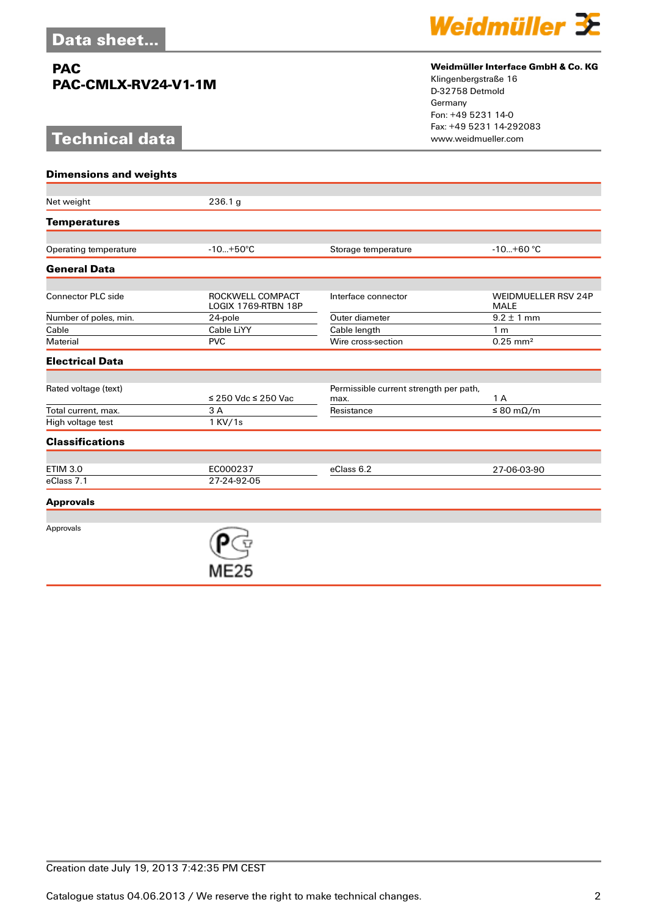# Data sheet...

**PAC**
**PAC-CMLX-RV24-V1-1M**

**Weidmüller Interface GmbH & Co. KG**
Klingenbergstraße 16
D-32758 Detmold
Germany
Fon: +49 5231 14-0
Fax: +49 5231 14-292083
www.weidmueller.com

## Technical data

### Dimensions and weights

| | | | |
|---|---|---|---|
| Net weight | 236.1 g | | |

### Temperatures

| | | | |
|---|---|---|---|
| Operating temperature | -10...+50°C | Storage temperature | -10...+60 °C |

### General Data

| | | | |
|---|---|---|---|
| Connector PLC side | ROCKWELL COMPACT LOGIX 1769-RTBN 18P | Interface connector | WEIDMUELLER RSV 24P MALE |
| Number of poles, min. | 24-pole | Outer diameter | 9.2 ± 1 mm |
| Cable | Cable LiYY | Cable length | 1 m |
| Material | PVC | Wire cross-section | 0.25 mm² |

### Electrical Data

| | | | |
|---|---|---|---|
| Rated voltage (text) | ≤ 250 Vdc ≤ 250 Vac | Permissible current strength per path, max. | 1 A |
| Total current, max. | 3 A | Resistance | ≤ 80 mΩ/m |
| High voltage test | 1 KV/1s | | |

### Classifications

| | | | |
|---|---|---|---|
| ETIM 3.0 | EC000237 | eClass 6.2 | 27-06-03-90 |
| eClass 7.1 | 27-24-92-05 | | |

### Approvals

Approvals

ME25

Creation date July 19, 2013 7:42:35 PM CEST

Catalogue status 04.06.2013 / We reserve the right to make technical changes.